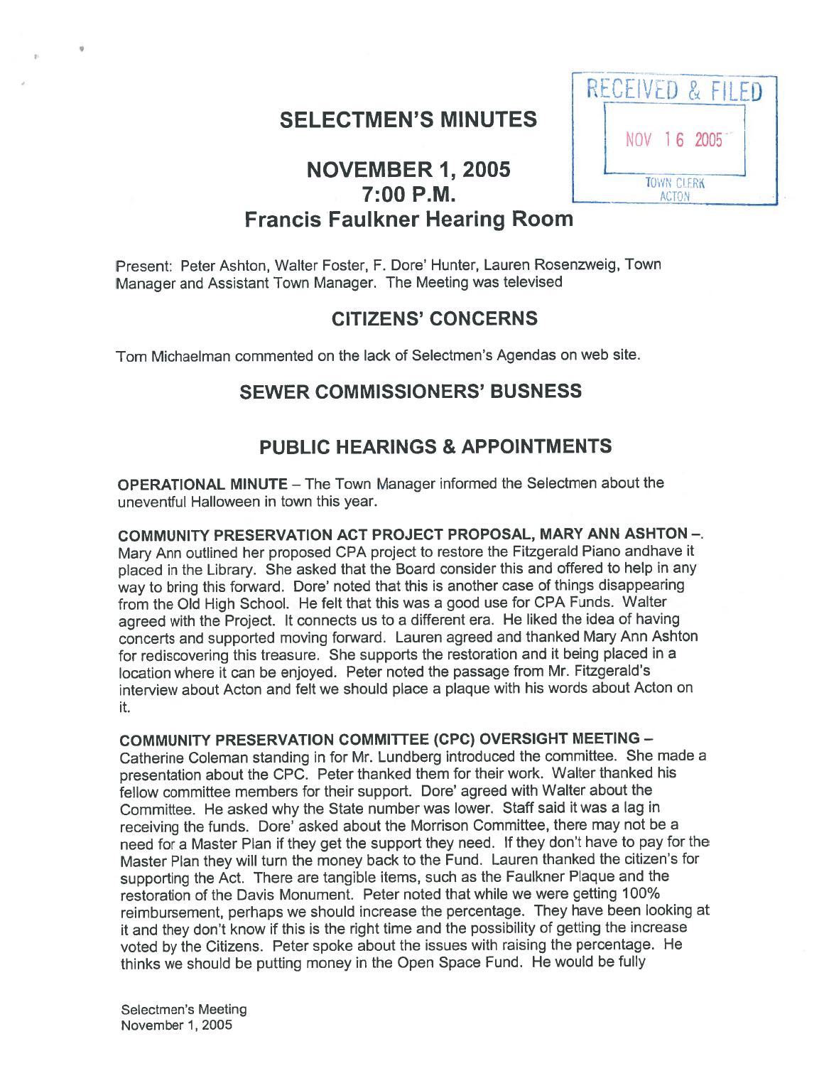# SELECTMEN'S MINUTES

RECEIVED & FILED
NOV 16 2005
TOWN CLERK
ACTON

## NOVEMBER 1, 2005
## 7:00 P.M.
## Francis Faulkner Hearing Room

Present: Peter Ashton, Walter Foster, F. Dore' Hunter, Lauren Rosenzweig, Town Manager and Assistant Town Manager. The Meeting was televised

## CITIZENS' CONCERNS

Tom Michaelman commented on the lack of Selectmen's Agendas on web site.

## SEWER COMMISSIONERS' BUSNESS

## PUBLIC HEARINGS & APPOINTMENTS

**OPERATIONAL MINUTE** – The Town Manager informed the Selectmen about the uneventful Halloween in town this year.

**COMMUNITY PRESERVATION ACT PROJECT PROPOSAL, MARY ANN ASHTON** –. Mary Ann outlined her proposed CPA project to restore the Fitzgerald Piano andhave it placed in the Library. She asked that the Board consider this and offered to help in any way to bring this forward. Dore' noted that this is another case of things disappearing from the Old High School. He felt that this was a good use for CPA Funds. Walter agreed with the Project. It connects us to a different era. He liked the idea of having concerts and supported moving forward. Lauren agreed and thanked Mary Ann Ashton for rediscovering this treasure. She supports the restoration and it being placed in a location where it can be enjoyed. Peter noted the passage from Mr. Fitzgerald's interview about Acton and felt we should place a plaque with his words about Acton on it.

**COMMUNITY PRESERVATION COMMITTEE (CPC) OVERSIGHT MEETING** – Catherine Coleman standing in for Mr. Lundberg introduced the committee. She made a presentation about the CPC. Peter thanked them for their work. Walter thanked his fellow committee members for their support. Dore' agreed with Walter about the Committee. He asked why the State number was lower. Staff said it was a lag in receiving the funds. Dore' asked about the Morrison Committee, there may not be a need for a Master Plan if they get the support they need. If they don't have to pay for the Master Plan they will turn the money back to the Fund. Lauren thanked the citizen's for supporting the Act. There are tangible items, such as the Faulkner Plaque and the restoration of the Davis Monument. Peter noted that while we were getting 100% reimbursement, perhaps we should increase the percentage. They have been looking at it and they don't know if this is the right time and the possibility of getting the increase voted by the Citizens. Peter spoke about the issues with raising the percentage. He thinks we should be putting money in the Open Space Fund. He would be fully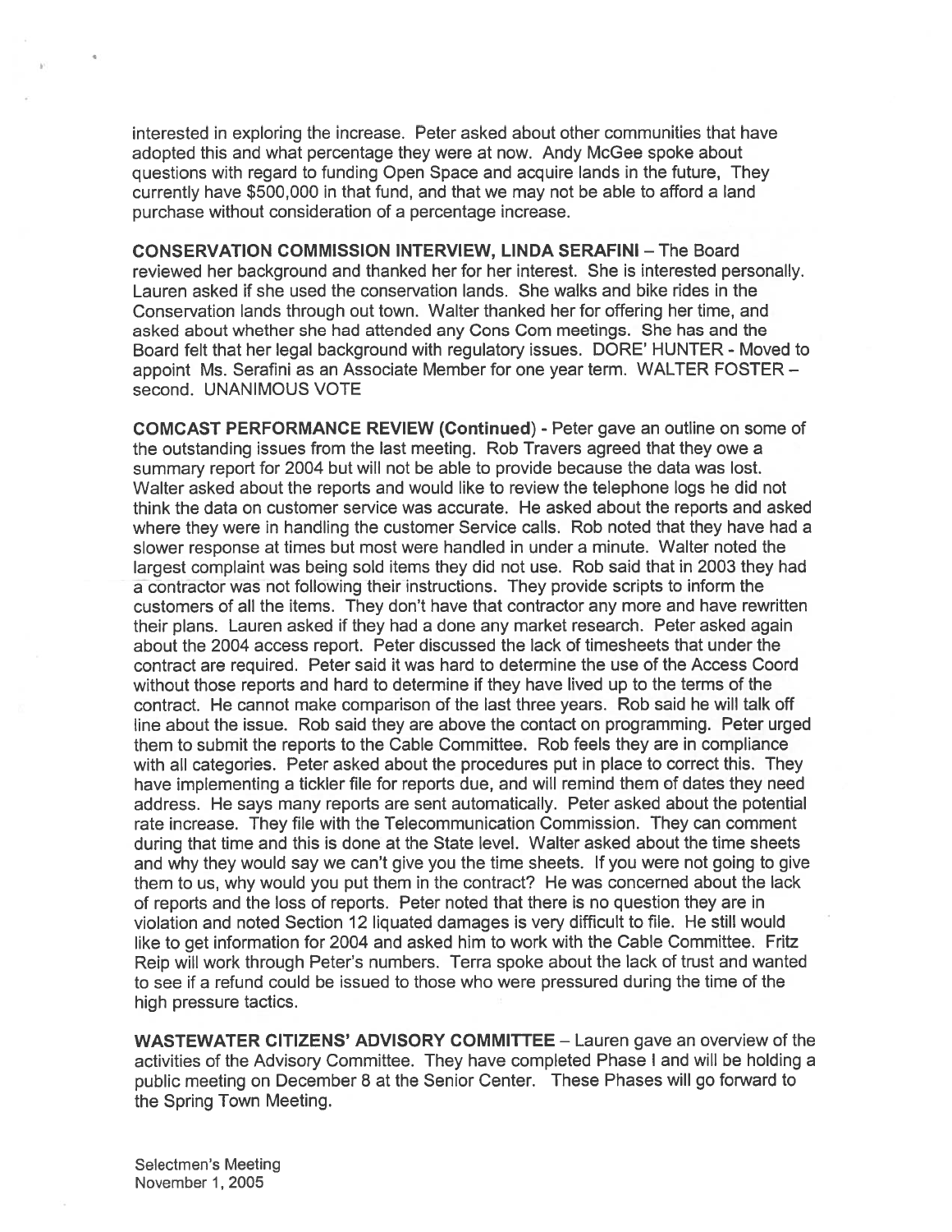interested in exploring the increase. Peter asked about other communities that have adopted this and what percentage they were at now. Andy McGee spoke about questions with regard to funding Open Space and acquire lands in the future, They currently have $500,000 in that fund, and that we may not be able to afford a land purchase without consideration of a percentage increase.

**CONSERVATION COMMISSION INTERVIEW, LINDA SERAFINI** – The Board reviewed her background and thanked her for her interest. She is interested personally. Lauren asked if she used the conservation lands. She walks and bike rides in the Conservation lands through out town. Walter thanked her for offering her time, and asked about whether she had attended any Cons Com meetings. She has and the Board felt that her legal background with regulatory issues. DORE' HUNTER - Moved to appoint Ms. Serafini as an Associate Member for one year term. WALTER FOSTER – second. UNANIMOUS VOTE

**COMCAST PERFORMANCE REVIEW (Continued)** - Peter gave an outline on some of the outstanding issues from the last meeting. Rob Travers agreed that they owe a summary report for 2004 but will not be able to provide because the data was lost. Walter asked about the reports and would like to review the telephone logs he did not think the data on customer service was accurate. He asked about the reports and asked where they were in handling the customer Service calls. Rob noted that they have had a slower response at times but most were handled in under a minute. Walter noted the largest complaint was being sold items they did not use. Rob said that in 2003 they had a contractor was not following their instructions. They provide scripts to inform the customers of all the items. They don't have that contractor any more and have rewritten their plans. Lauren asked if they had a done any market research. Peter asked again about the 2004 access report. Peter discussed the lack of timesheets that under the contract are required. Peter said it was hard to determine the use of the Access Coord without those reports and hard to determine if they have lived up to the terms of the contract. He cannot make comparison of the last three years. Rob said he will talk off line about the issue. Rob said they are above the contact on programming. Peter urged them to submit the reports to the Cable Committee. Rob feels they are in compliance with all categories. Peter asked about the procedures put in place to correct this. They have implementing a tickler file for reports due, and will remind them of dates they need address. He says many reports are sent automatically. Peter asked about the potential rate increase. They file with the Telecommunication Commission. They can comment during that time and this is done at the State level. Walter asked about the time sheets and why they would say we can't give you the time sheets. If you were not going to give them to us, why would you put them in the contract? He was concerned about the lack of reports and the loss of reports. Peter noted that there is no question they are in violation and noted Section 12 liquated damages is very difficult to file. He still would like to get information for 2004 and asked him to work with the Cable Committee. Fritz Reip will work through Peter's numbers. Terra spoke about the lack of trust and wanted to see if a refund could be issued to those who were pressured during the time of the high pressure tactics.

**WASTEWATER CITIZENS' ADVISORY COMMITTEE** – Lauren gave an overview of the activities of the Advisory Committee. They have completed Phase I and will be holding a public meeting on December 8 at the Senior Center. These Phases will go forward to the Spring Town Meeting.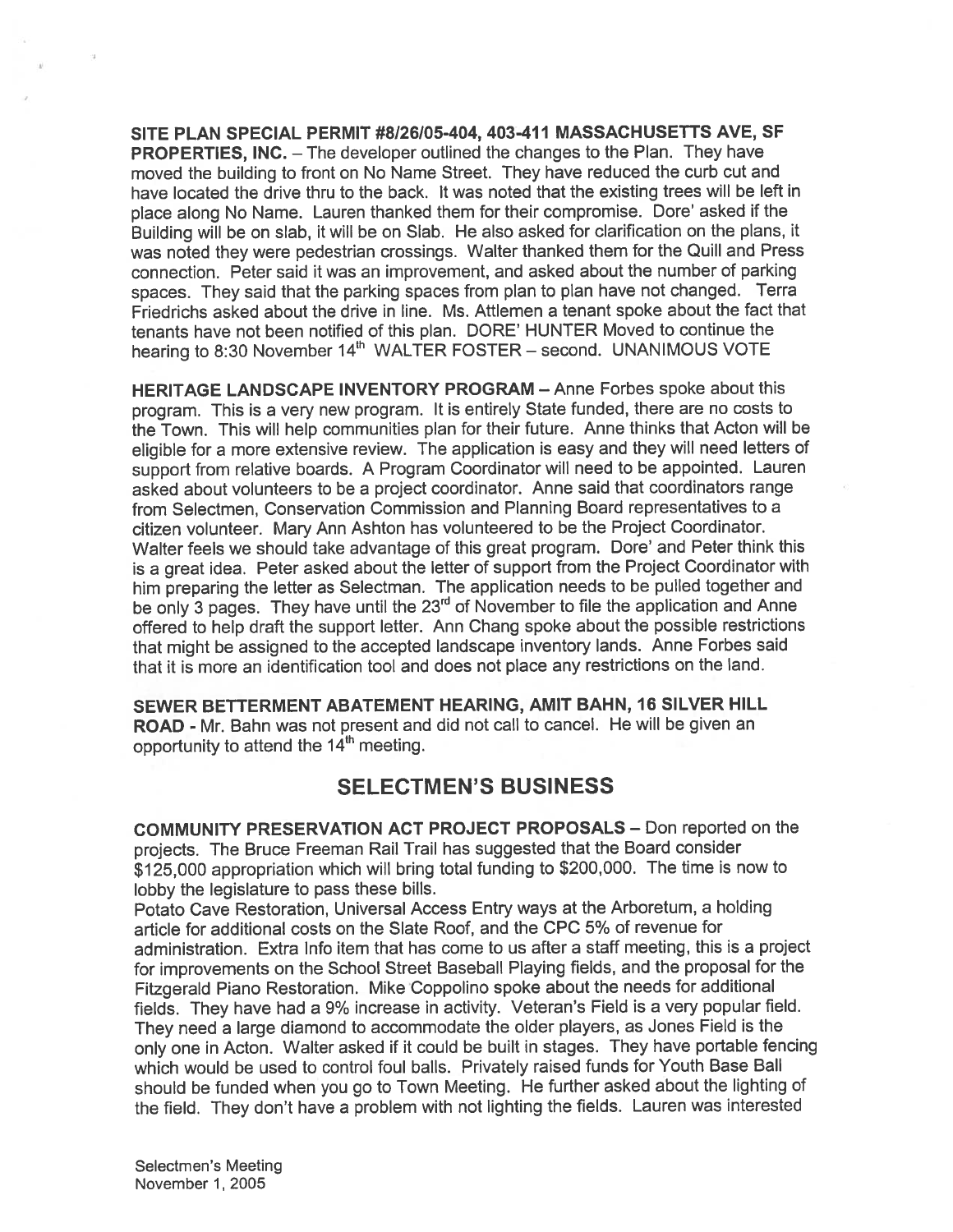**SITE PLAN SPECIAL PERMIT #8/26/05-404, 403-411 MASSACHUSETTS AVE, SF PROPERTIES, INC.** – The developer outlined the changes to the Plan. They have moved the building to front on No Name Street. They have reduced the curb cut and have located the drive thru to the back. It was noted that the existing trees will be left in place along No Name. Lauren thanked them for their compromise. Dore' asked if the Building will be on slab, it will be on Slab. He also asked for clarification on the plans, it was noted they were pedestrian crossings. Walter thanked them for the Quill and Press connection. Peter said it was an improvement, and asked about the number of parking spaces. They said that the parking spaces from plan to plan have not changed. Terra Friedrichs asked about the drive in line. Ms. Attlemen a tenant spoke about the fact that tenants have not been notified of this plan. DORE' HUNTER Moved to continue the hearing to 8:30 November 14th WALTER FOSTER – second. UNANIMOUS VOTE

**HERITAGE LANDSCAPE INVENTORY PROGRAM** – Anne Forbes spoke about this program. This is a very new program. It is entirely State funded, there are no costs to the Town. This will help communities plan for their future. Anne thinks that Acton will be eligible for a more extensive review. The application is easy and they will need letters of support from relative boards. A Program Coordinator will need to be appointed. Lauren asked about volunteers to be a project coordinator. Anne said that coordinators range from Selectmen, Conservation Commission and Planning Board representatives to a citizen volunteer. Mary Ann Ashton has volunteered to be the Project Coordinator. Walter feels we should take advantage of this great program. Dore' and Peter think this is a great idea. Peter asked about the letter of support from the Project Coordinator with him preparing the letter as Selectman. The application needs to be pulled together and be only 3 pages. They have until the 23rd of November to file the application and Anne offered to help draft the support letter. Ann Chang spoke about the possible restrictions that might be assigned to the accepted landscape inventory lands. Anne Forbes said that it is more an identification tool and does not place any restrictions on the land.

**SEWER BETTERMENT ABATEMENT HEARING, AMIT BAHN, 16 SILVER HILL ROAD** - Mr. Bahn was not present and did not call to cancel. He will be given an opportunity to attend the 14th meeting.

## SELECTMEN'S BUSINESS

**COMMUNITY PRESERVATION ACT PROJECT PROPOSALS** – Don reported on the projects. The Bruce Freeman Rail Trail has suggested that the Board consider $125,000 appropriation which will bring total funding to $200,000. The time is now to lobby the legislature to pass these bills.

Potato Cave Restoration, Universal Access Entry ways at the Arboretum, a holding article for additional costs on the Slate Roof, and the CPC 5% of revenue for administration. Extra Info item that has come to us after a staff meeting, this is a project for improvements on the School Street Baseball Playing fields, and the proposal for the Fitzgerald Piano Restoration. Mike Coppolino spoke about the needs for additional fields. They have had a 9% increase in activity. Veteran's Field is a very popular field. They need a large diamond to accommodate the older players, as Jones Field is the only one in Acton. Walter asked if it could be built in stages. They have portable fencing which would be used to control foul balls. Privately raised funds for Youth Base Ball should be funded when you go to Town Meeting. He further asked about the lighting of the field. They don't have a problem with not lighting the fields. Lauren was interested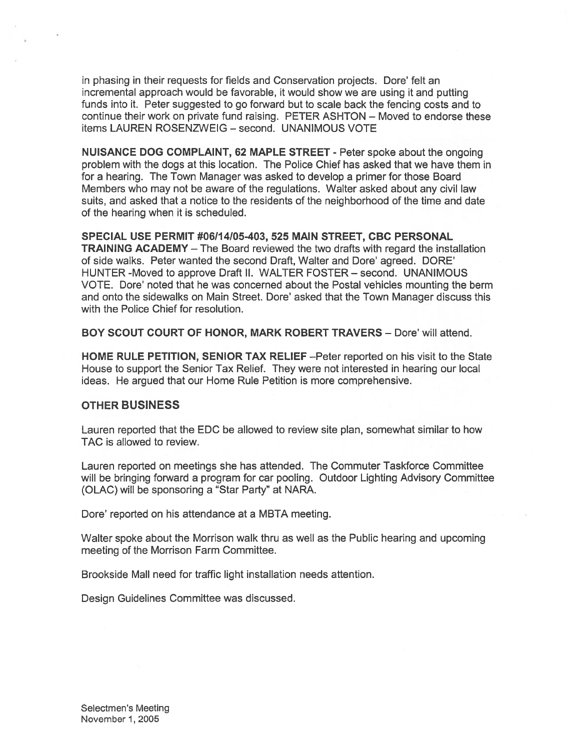in phasing in their requests for fields and Conservation projects. Dore' felt an incremental approach would be favorable, it would show we are using it and putting funds into it. Peter suggested to go forward but to scale back the fencing costs and to continue their work on private fund raising. PETER ASHTON – Moved to endorse these items LAUREN ROSENZWEIG – second. UNANIMOUS VOTE

**NUISANCE DOG COMPLAINT, 62 MAPLE STREET** - Peter spoke about the ongoing problem with the dogs at this location. The Police Chief has asked that we have them in for a hearing. The Town Manager was asked to develop a primer for those Board Members who may not be aware of the regulations. Walter asked about any civil law suits, and asked that a notice to the residents of the neighborhood of the time and date of the hearing when it is scheduled.

**SPECIAL USE PERMIT #06/14/05-403, 525 MAIN STREET, CBC PERSONAL TRAINING ACADEMY** – The Board reviewed the two drafts with regard the installation of side walks. Peter wanted the second Draft, Walter and Dore' agreed. DORE' HUNTER -Moved to approve Draft II. WALTER FOSTER – second. UNANIMOUS VOTE. Dore' noted that he was concerned about the Postal vehicles mounting the berm and onto the sidewalks on Main Street. Dore' asked that the Town Manager discuss this with the Police Chief for resolution.

**BOY SCOUT COURT OF HONOR, MARK ROBERT TRAVERS** – Dore' will attend.

**HOME RULE PETITION, SENIOR TAX RELIEF** –Peter reported on his visit to the State House to support the Senior Tax Relief. They were not interested in hearing our local ideas. He argued that our Home Rule Petition is more comprehensive.

## OTHER BUSINESS

Lauren reported that the EDC be allowed to review site plan, somewhat similar to how TAC is allowed to review.

Lauren reported on meetings she has attended. The Commuter Taskforce Committee will be bringing forward a program for car pooling. Outdoor Lighting Advisory Committee (OLAC) will be sponsoring a "Star Party" at NARA.

Dore' reported on his attendance at a MBTA meeting.

Walter spoke about the Morrison walk thru as well as the Public hearing and upcoming meeting of the Morrison Farm Committee.

Brookside Mall need for traffic light installation needs attention.

Design Guidelines Committee was discussed.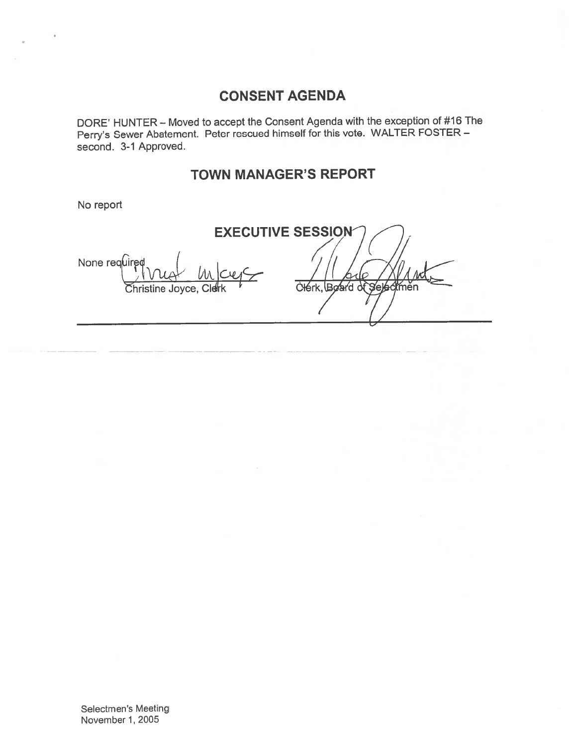## CONSENT AGENDA

DORE' HUNTER – Moved to accept the Consent Agenda with the exception of #16 The Perry's Sewer Abatement. Peter rescued himself for this vote. WALTER FOSTER – second. 3-1 Approved.

## TOWN MANAGER'S REPORT

No report

## EXECUTIVE SESSION

None required

Christine Joyce, Clerk

Clerk, Board of Selectmen

Selectmen's Meeting
November 1, 2005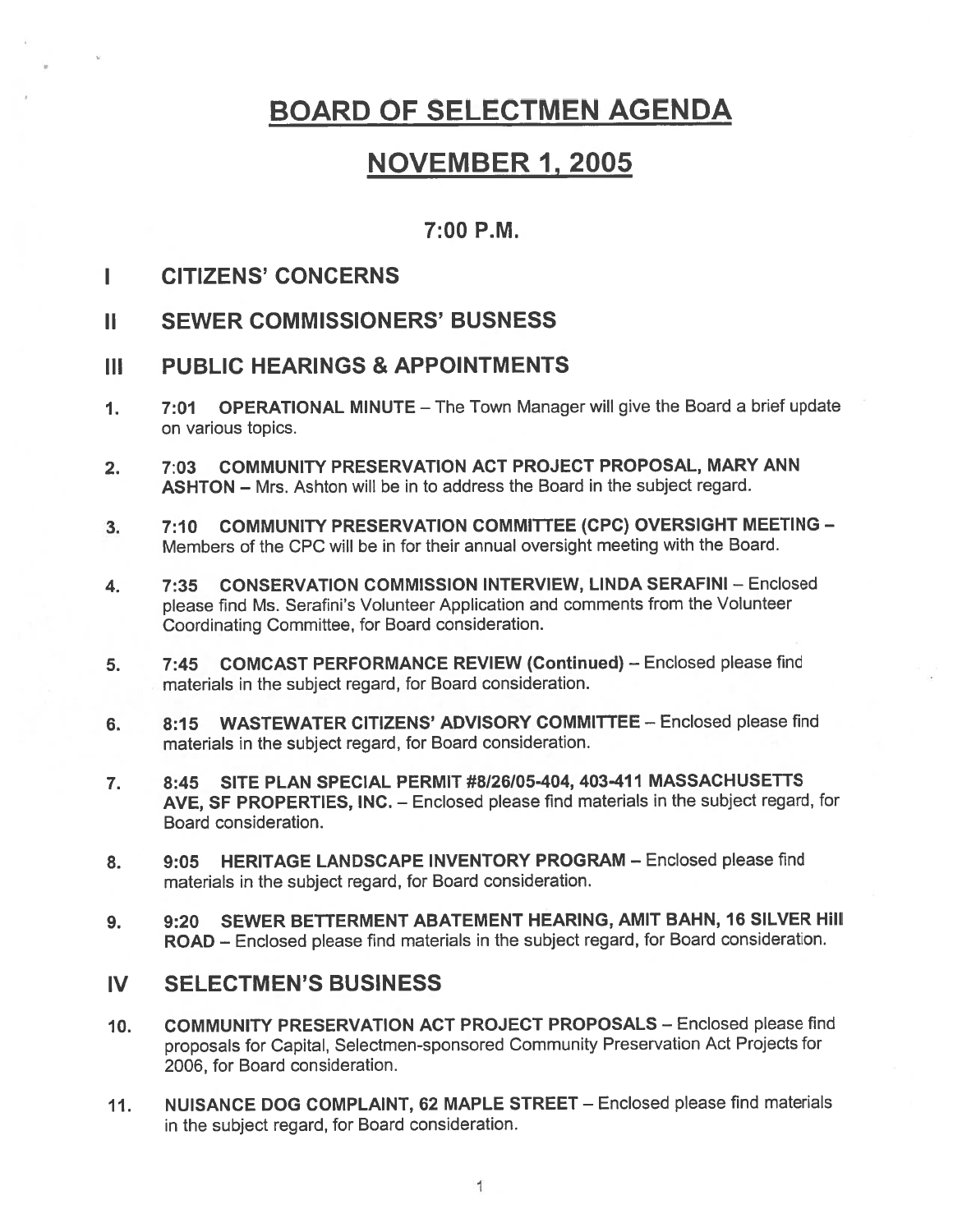# BOARD OF SELECTMEN AGENDA

## NOVEMBER 1, 2005

### 7:00 P.M.

## I CITIZENS' CONCERNS

## II SEWER COMMISSIONERS' BUSNESS

## III PUBLIC HEARINGS & APPOINTMENTS

1. **7:01 OPERATIONAL MINUTE** – The Town Manager will give the Board a brief update on various topics.

2. **7:03 COMMUNITY PRESERVATION ACT PROJECT PROPOSAL, MARY ANN ASHTON** – Mrs. Ashton will be in to address the Board in the subject regard.

3. **7:10 COMMUNITY PRESERVATION COMMITTEE (CPC) OVERSIGHT MEETING** – Members of the CPC will be in for their annual oversight meeting with the Board.

4. **7:35 CONSERVATION COMMISSION INTERVIEW, LINDA SERAFINI** – Enclosed please find Ms. Serafini's Volunteer Application and comments from the Volunteer Coordinating Committee, for Board consideration.

5. **7:45 COMCAST PERFORMANCE REVIEW (Continued)** – Enclosed please find materials in the subject regard, for Board consideration.

6. **8:15 WASTEWATER CITIZENS' ADVISORY COMMITTEE** – Enclosed please find materials in the subject regard, for Board consideration.

7. **8:45 SITE PLAN SPECIAL PERMIT #8/26/05-404, 403-411 MASSACHUSETTS AVE, SF PROPERTIES, INC.** – Enclosed please find materials in the subject regard, for Board consideration.

8. **9:05 HERITAGE LANDSCAPE INVENTORY PROGRAM** – Enclosed please find materials in the subject regard, for Board consideration.

9. **9:20 SEWER BETTERMENT ABATEMENT HEARING, AMIT BAHN, 16 SILVER Hill ROAD** – Enclosed please find materials in the subject regard, for Board consideration.

## IV SELECTMEN'S BUSINESS

10. **COMMUNITY PRESERVATION ACT PROJECT PROPOSALS** – Enclosed please find proposals for Capital, Selectmen-sponsored Community Preservation Act Projects for 2006, for Board consideration.

11. **NUISANCE DOG COMPLAINT, 62 MAPLE STREET** – Enclosed please find materials in the subject regard, for Board consideration.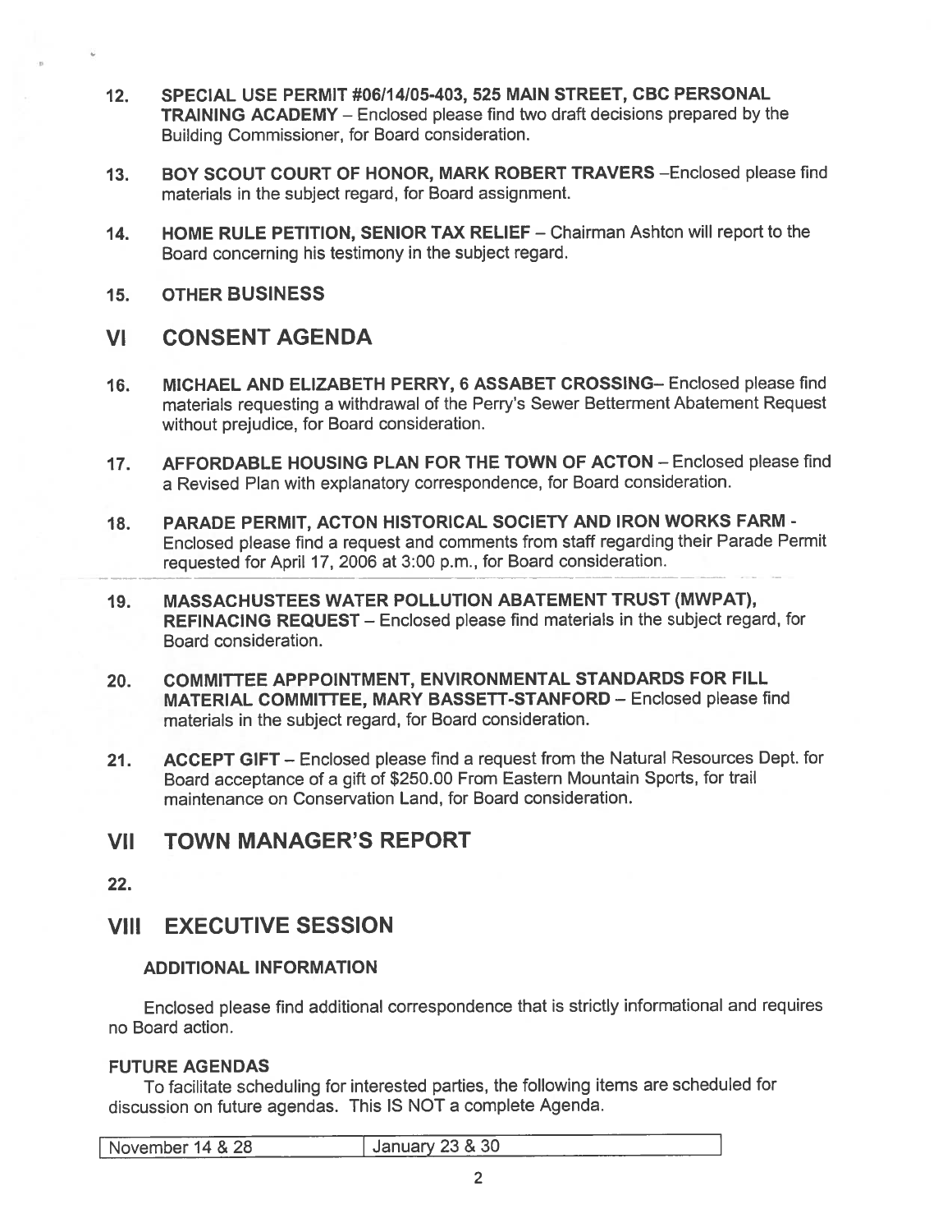12. **SPECIAL USE PERMIT #06/14/05-403, 525 MAIN STREET, CBC PERSONAL TRAINING ACADEMY** – Enclosed please find two draft decisions prepared by the Building Commissioner, for Board consideration.

13. **BOY SCOUT COURT OF HONOR, MARK ROBERT TRAVERS** –Enclosed please find materials in the subject regard, for Board assignment.

14. **HOME RULE PETITION, SENIOR TAX RELIEF** – Chairman Ashton will report to the Board concerning his testimony in the subject regard.

15. **OTHER BUSINESS**

# VI CONSENT AGENDA

16. **MICHAEL AND ELIZABETH PERRY, 6 ASSABET CROSSING**– Enclosed please find materials requesting a withdrawal of the Perry's Sewer Betterment Abatement Request without prejudice, for Board consideration.

17. **AFFORDABLE HOUSING PLAN FOR THE TOWN OF ACTON** – Enclosed please find a Revised Plan with explanatory correspondence, for Board consideration.

18. **PARADE PERMIT, ACTON HISTORICAL SOCIETY AND IRON WORKS FARM** - Enclosed please find a request and comments from staff regarding their Parade Permit requested for April 17, 2006 at 3:00 p.m., for Board consideration.

19. **MASSACHUSTEES WATER POLLUTION ABATEMENT TRUST (MWPAT), REFINACING REQUEST** – Enclosed please find materials in the subject regard, for Board consideration.

20. **COMMITTEE APPPOINTMENT, ENVIRONMENTAL STANDARDS FOR FILL MATERIAL COMMITTEE, MARY BASSETT-STANFORD** – Enclosed please find materials in the subject regard, for Board consideration.

21. **ACCEPT GIFT** – Enclosed please find a request from the Natural Resources Dept. for Board acceptance of a gift of $250.00 From Eastern Mountain Sports, for trail maintenance on Conservation Land, for Board consideration.

# VII TOWN MANAGER'S REPORT

22.

# VIII EXECUTIVE SESSION

### ADDITIONAL INFORMATION

Enclosed please find additional correspondence that is strictly informational and requires no Board action.

### FUTURE AGENDAS

To facilitate scheduling for interested parties, the following items are scheduled for discussion on future agendas. This IS NOT a complete Agenda.

| November 14 & 28 | January 23 & 30 |
| --- | --- |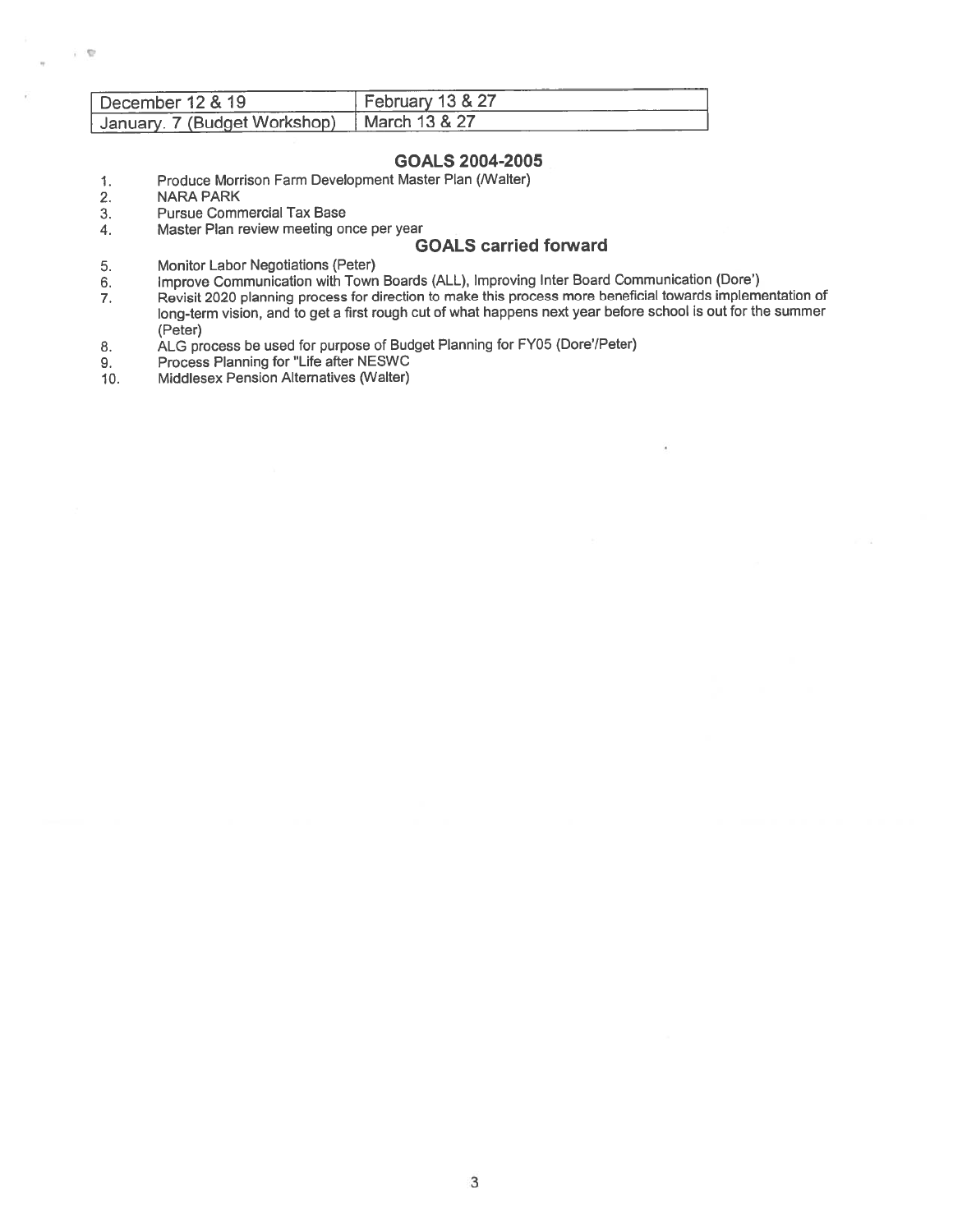| | |
|---|---|
| December 12 & 19 | February 13 & 27 |
| January. 7 (Budget Workshop) | March 13 & 27 |

## GOALS 2004-2005

1. Produce Morrison Farm Development Master Plan (/Walter)
2. NARA PARK
3. Pursue Commercial Tax Base
4. Master Plan review meeting once per year

## GOALS carried forward

5. Monitor Labor Negotiations (Peter)
6. Improve Communication with Town Boards (ALL), Improving Inter Board Communication (Dore')
7. Revisit 2020 planning process for direction to make this process more beneficial towards implementation of long-term vision, and to get a first rough cut of what happens next year before school is out for the summer (Peter)
8. ALG process be used for purpose of Budget Planning for FY05 (Dore'/Peter)
9. Process Planning for "Life after NESWC
10. Middlesex Pension Alternatives (Walter)